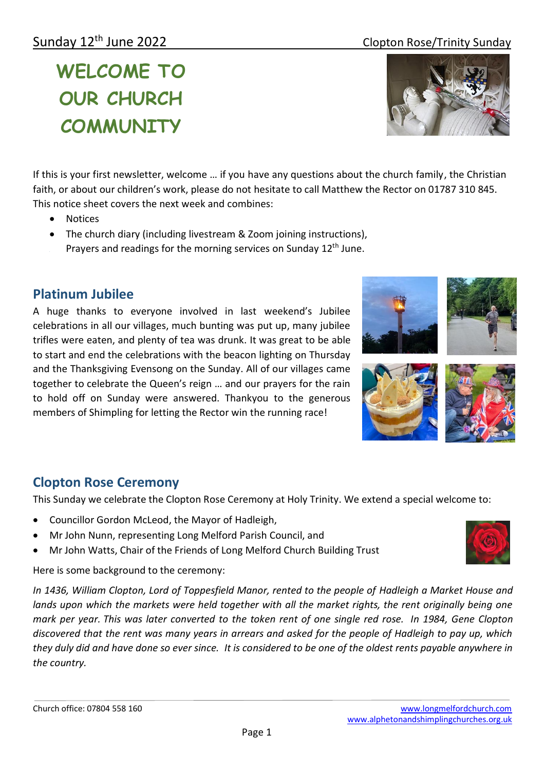Sunday 12th June 2022 — Clopton Rose/Trinity Sunday

# WELCOME TO OUR CHURCH COMMUNITY

If this is your first newsletter, welcome … if you have any questions about the church family, the Christian faith, or about our children's work, please do not hesitate to call Matthew the Rector on 01787 310 845. This notice sheet covers the next week and combines:

- Notices
- The church diary (including livestream & Zoom joining instructions),
- Prayers and readings for the morning services on Sunday 12th June.

## Platinum Jubilee

A huge thanks to everyone involved in last weekend's Jubilee celebrations in all our villages, much bunting was put up, many jubilee trifles were eaten, and plenty of tea was drunk. It was great to be able to start and end the celebrations with the beacon lighting on Thursday and the Thanksgiving Evensong on the Sunday. All of our villages came together to celebrate the Queen's reign … and our prayers for the rain to hold off on Sunday were answered. Thankyou to the generous members of Shimpling for letting the Rector win the running race!

## Clopton Rose Ceremony

This Sunday we celebrate the Clopton Rose Ceremony at Holy Trinity. We extend a special welcome to:

- Councillor Gordon McLeod, the Mayor of Hadleigh,
- Mr John Nunn, representing Long Melford Parish Council, and
- Mr John Watts, Chair of the Friends of Long Melford Church Building Trust

Here is some background to the ceremony:

*In 1436, William Clopton, Lord of Toppesfield Manor, rented to the people of Hadleigh a Market House and lands upon which the markets were held together with all the market rights, the rent originally being one mark per year. This was later converted to the token rent of one single red rose. In 1984, Gene Clopton discovered that the rent was many years in arrears and asked for the people of Hadleigh to pay up, which they duly did and have done so ever since. It is considered to be one of the oldest rents payable anywhere in the country.*

Church office: 07804 558 160 — www.longmelfordchurch.com — www.alphetonandshimplingchurches.org.uk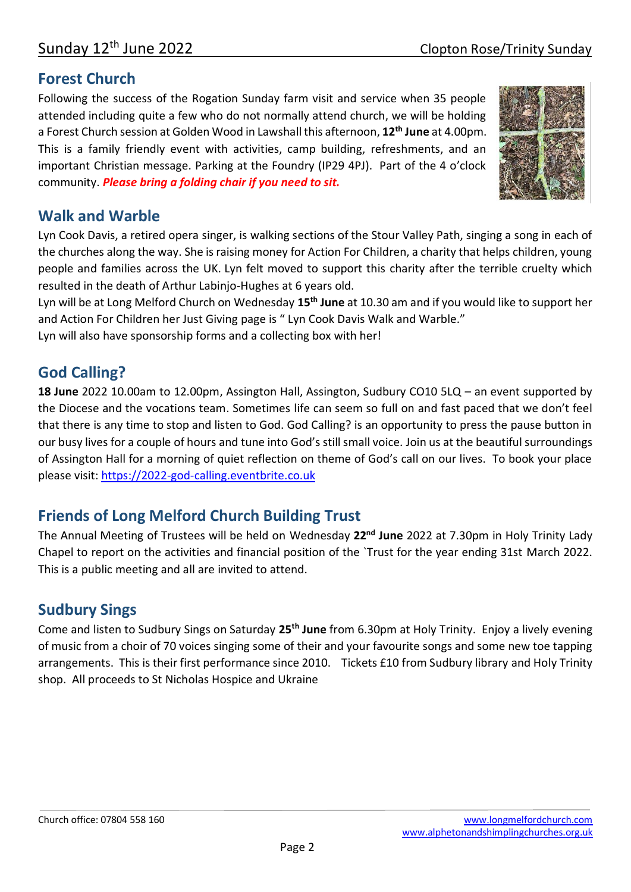Sunday 12th June 2022 Clopton Rose/Trinity Sunday

## Forest Church

Following the success of the Rogation Sunday farm visit and service when 35 people attended including quite a few who do not normally attend church, we will be holding a Forest Church session at Golden Wood in Lawshall this afternoon, **12th June** at 4.00pm. This is a family friendly event with activities, camp building, refreshments, and an important Christian message. Parking at the Foundry (IP29 4PJ). Part of the 4 o'clock community. ***Please bring a folding chair if you need to sit.***

## Walk and Warble

Lyn Cook Davis, a retired opera singer, is walking sections of the Stour Valley Path, singing a song in each of the churches along the way. She is raising money for Action For Children, a charity that helps children, young people and families across the UK. Lyn felt moved to support this charity after the terrible cruelty which resulted in the death of Arthur Labinjo-Hughes at 6 years old.

Lyn will be at Long Melford Church on Wednesday **15th June** at 10.30 am and if you would like to support her and Action For Children her Just Giving page is " Lyn Cook Davis Walk and Warble."

Lyn will also have sponsorship forms and a collecting box with her!

## God Calling?

**18 June** 2022 10.00am to 12.00pm, Assington Hall, Assington, Sudbury CO10 5LQ – an event supported by the Diocese and the vocations team. Sometimes life can seem so full on and fast paced that we don't feel that there is any time to stop and listen to God. God Calling? is an opportunity to press the pause button in our busy lives for a couple of hours and tune into God's still small voice. Join us at the beautiful surroundings of Assington Hall for a morning of quiet reflection on theme of God's call on our lives. To book your place please visit: https://2022-god-calling.eventbrite.co.uk

## Friends of Long Melford Church Building Trust

The Annual Meeting of Trustees will be held on Wednesday **22nd June** 2022 at 7.30pm in Holy Trinity Lady Chapel to report on the activities and financial position of the `Trust for the year ending 31st March 2022. This is a public meeting and all are invited to attend.

## Sudbury Sings

Come and listen to Sudbury Sings on Saturday **25th June** from 6.30pm at Holy Trinity. Enjoy a lively evening of music from a choir of 70 voices singing some of their and your favourite songs and some new toe tapping arrangements. This is their first performance since 2010. Tickets £10 from Sudbury library and Holy Trinity shop. All proceeds to St Nicholas Hospice and Ukraine

Church office: 07804 558 160 www.longmelfordchurch.com www.alphetonandshimplingchurches.org.uk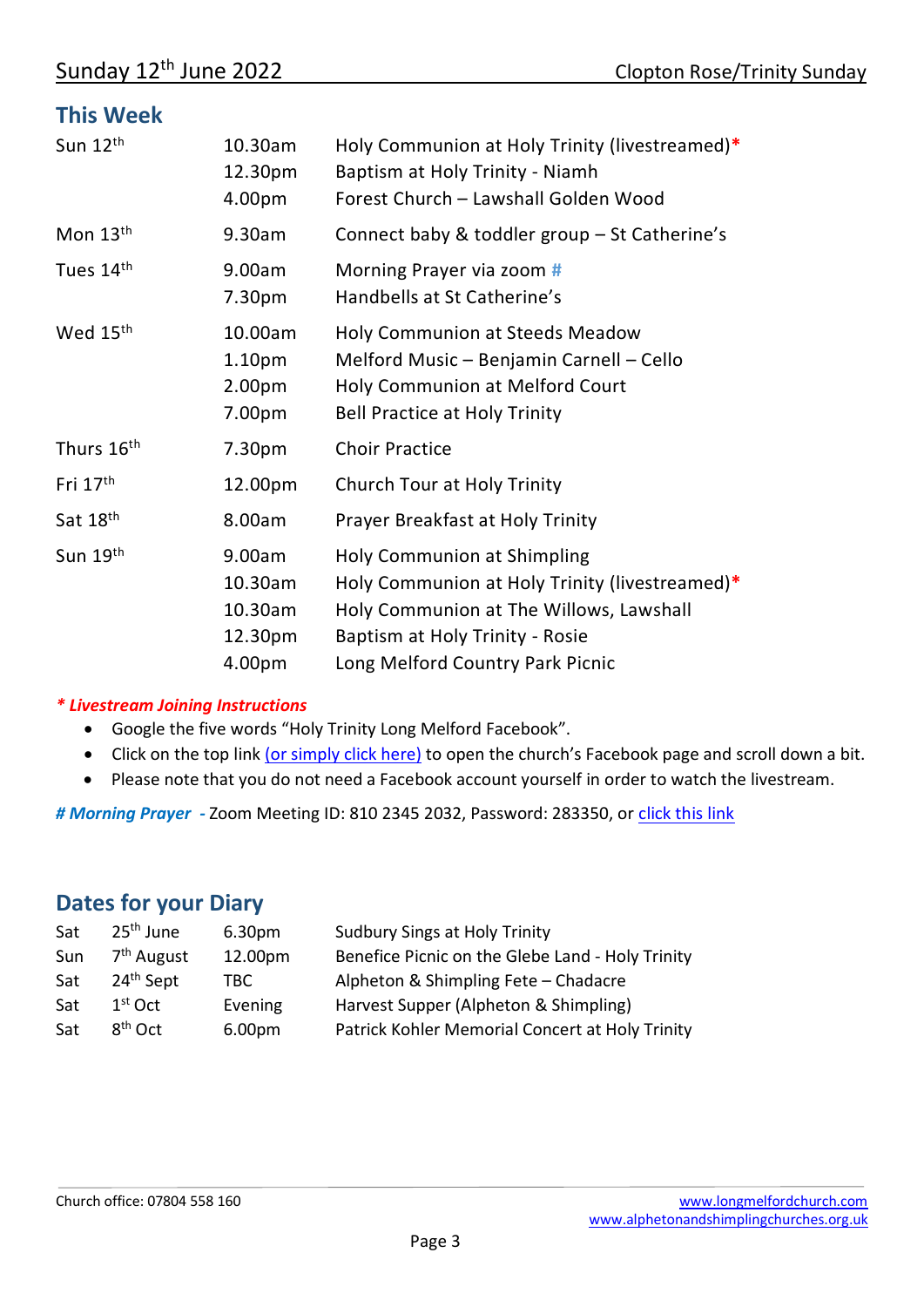Sunday 12th June 2022 — Clopton Rose/Trinity Sunday

## This Week

| | | |
|---|---|---|
| Sun 12th | 10.30am | Holy Communion at Holy Trinity (livestreamed)* |
| | 12.30pm | Baptism at Holy Trinity - Niamh |
| | 4.00pm | Forest Church – Lawshall Golden Wood |
| Mon 13th | 9.30am | Connect baby & toddler group – St Catherine's |
| Tues 14th | 9.00am | Morning Prayer via zoom # |
| | 7.30pm | Handbells at St Catherine's |
| Wed 15th | 10.00am | Holy Communion at Steeds Meadow |
| | 1.10pm | Melford Music – Benjamin Carnell – Cello |
| | 2.00pm | Holy Communion at Melford Court |
| | 7.00pm | Bell Practice at Holy Trinity |
| Thurs 16th | 7.30pm | Choir Practice |
| Fri 17th | 12.00pm | Church Tour at Holy Trinity |
| Sat 18th | 8.00am | Prayer Breakfast at Holy Trinity |
| Sun 19th | 9.00am | Holy Communion at Shimpling |
| | 10.30am | Holy Communion at Holy Trinity (livestreamed)* |
| | 10.30am | Holy Communion at The Willows, Lawshall |
| | 12.30pm | Baptism at Holy Trinity - Rosie |
| | 4.00pm | Long Melford Country Park Picnic |

***\* Livestream Joining Instructions***

- Google the five words "Holy Trinity Long Melford Facebook".
- Click on the top link (or simply click here) to open the church's Facebook page and scroll down a bit.
- Please note that you do not need a Facebook account yourself in order to watch the livestream.

***# Morning Prayer*** - Zoom Meeting ID: 810 2345 2032, Password: 283350, or click this link

## Dates for your Diary

| | | | |
|---|---|---|---|
| Sat | 25th June | 6.30pm | Sudbury Sings at Holy Trinity |
| Sun | 7th August | 12.00pm | Benefice Picnic on the Glebe Land - Holy Trinity |
| Sat | 24th Sept | TBC | Alpheton & Shimpling Fete – Chadacre |
| Sat | 1st Oct | Evening | Harvest Supper (Alpheton & Shimpling) |
| Sat | 8th Oct | 6.00pm | Patrick Kohler Memorial Concert at Holy Trinity |

Church office: 07804 558 160

www.longmelfordchurch.com
www.alphetonandshimplingchurches.org.uk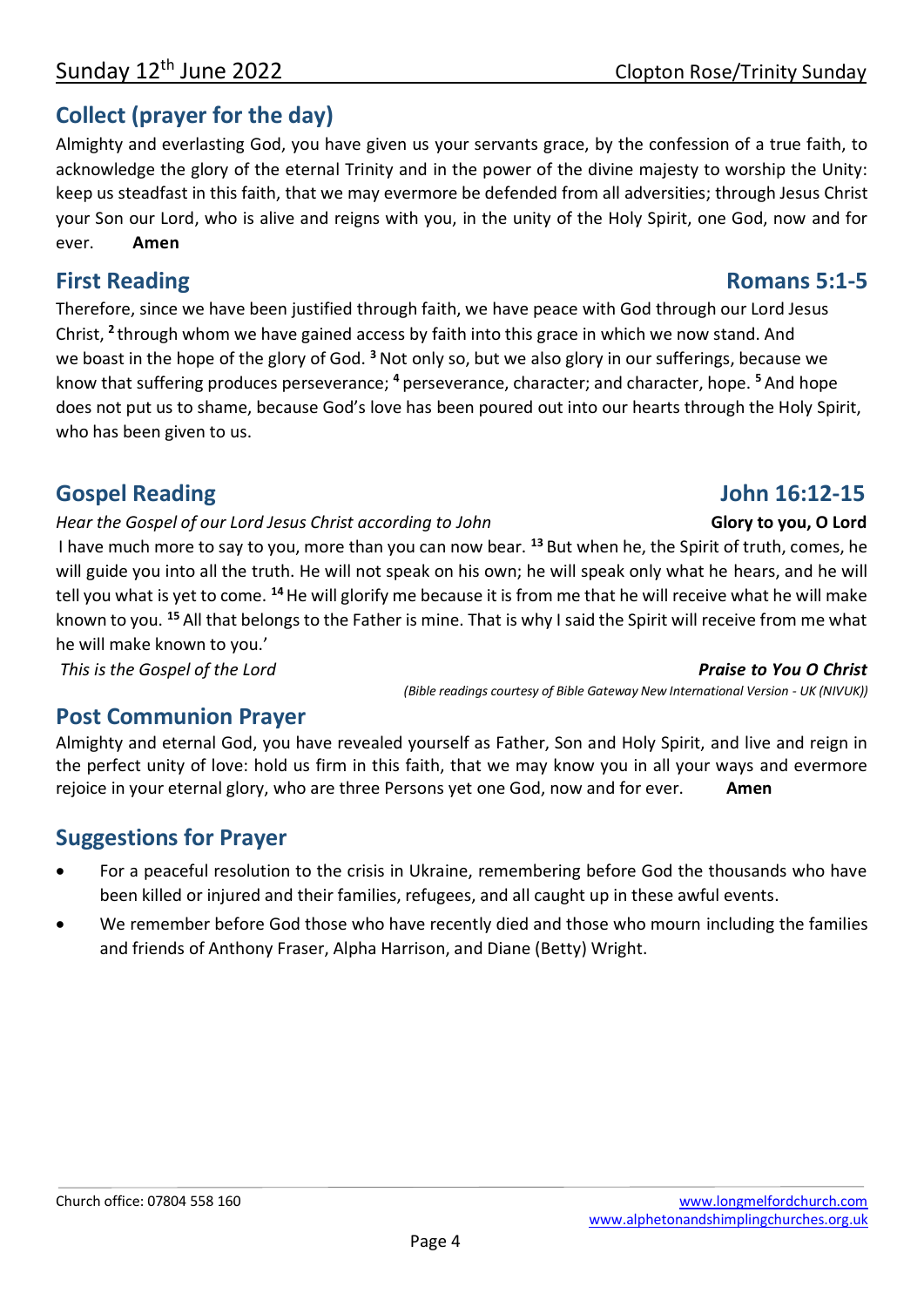Sunday 12th June 2022 Clopton Rose/Trinity Sunday

## Collect (prayer for the day)

Almighty and everlasting God, you have given us your servants grace, by the confession of a true faith, to acknowledge the glory of the eternal Trinity and in the power of the divine majesty to worship the Unity: keep us steadfast in this faith, that we may evermore be defended from all adversities; through Jesus Christ your Son our Lord, who is alive and reigns with you, in the unity of the Holy Spirit, one God, now and for ever. **Amen**

## First Reading — Romans 5:1-5

Therefore, since we have been justified through faith, we have peace with God through our Lord Jesus Christ, **2** through whom we have gained access by faith into this grace in which we now stand. And we boast in the hope of the glory of God. **3** Not only so, but we also glory in our sufferings, because we know that suffering produces perseverance; **4** perseverance, character; and character, hope. **5** And hope does not put us to shame, because God's love has been poured out into our hearts through the Holy Spirit, who has been given to us.

## Gospel Reading — John 16:12-15

*Hear the Gospel of our Lord Jesus Christ according to John* **Glory to you, O Lord**

I have much more to say to you, more than you can now bear. **13** But when he, the Spirit of truth, comes, he will guide you into all the truth. He will not speak on his own; he will speak only what he hears, and he will tell you what is yet to come. **14** He will glorify me because it is from me that he will receive what he will make known to you. **15** All that belongs to the Father is mine. That is why I said the Spirit will receive from me what he will make known to you.'

*This is the Gospel of the Lord* ***Praise to You O Christ***

*(Bible readings courtesy of Bible Gateway New International Version - UK (NIVUK))*

## Post Communion Prayer

Almighty and eternal God, you have revealed yourself as Father, Son and Holy Spirit, and live and reign in the perfect unity of love: hold us firm in this faith, that we may know you in all your ways and evermore rejoice in your eternal glory, who are three Persons yet one God, now and for ever. **Amen**

## Suggestions for Prayer

- For a peaceful resolution to the crisis in Ukraine, remembering before God the thousands who have been killed or injured and their families, refugees, and all caught up in these awful events.
- We remember before God those who have recently died and those who mourn including the families and friends of Anthony Fraser, Alpha Harrison, and Diane (Betty) Wright.

Church office: 07804 558 160
www.longmelfordchurch.com
www.alphetonandshimplingchurches.org.uk